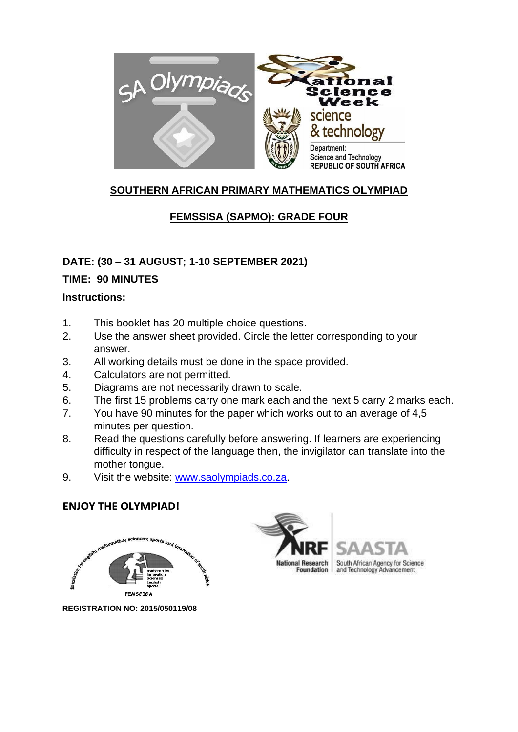## SOUTHERN AFRICAN PRIMARY MATHEMATICS OLYMPIAD

## FEMSSISA (SAPMO): GRADE FOUR

**DATE: (30 – 31 AUGUST; 1-10 SEPTEMBER 2021)**

**TIME: 90 MINUTES**

**Instructions:**

1. This booklet has 20 multiple choice questions.
2. Use the answer sheet provided. Circle the letter corresponding to your answer.
3. All working details must be done in the space provided.
4. Calculators are not permitted.
5. Diagrams are not necessarily drawn to scale.
6. The first 15 problems carry one mark each and the next 5 carry 2 marks each.
7. You have 90 minutes for the paper which works out to an average of 4,5 minutes per question.
8. Read the questions carefully before answering. If learners are experiencing difficulty in respect of the language then, the invigilator can translate into the mother tongue.
9. Visit the website: www.saolympiads.co.za.

**ENJOY THE OLYMPIAD!**

**REGISTRATION NO: 2015/050119/08**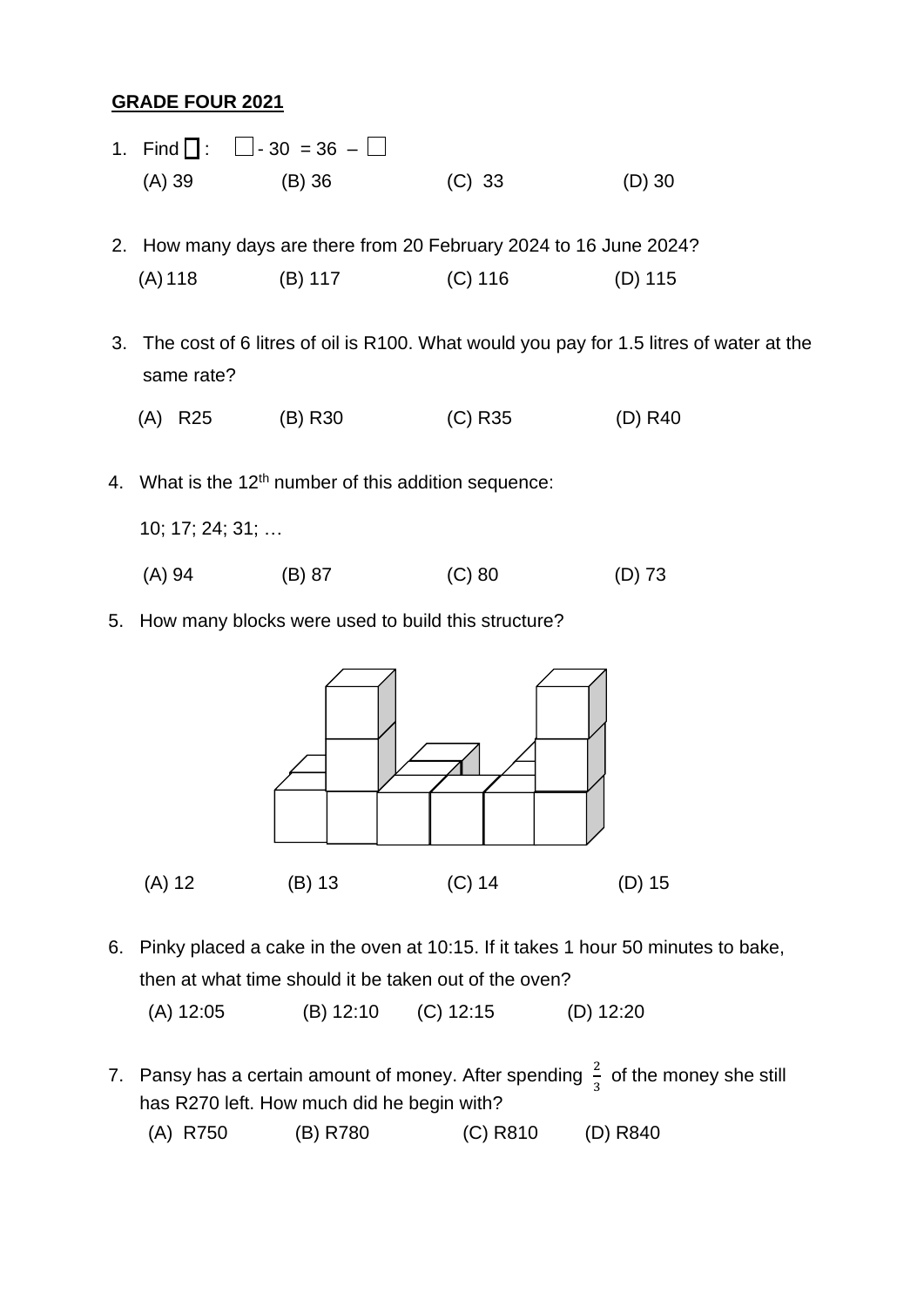**GRADE FOUR 2021**

1. Find ☐ : ☐ - 30 = 36 – ☐

   (A) 39 (B) 36 (C) 33 (D) 30

2. How many days are there from 20 February 2024 to 16 June 2024?

   (A) 118 (B) 117 (C) 116 (D) 115

3. The cost of 6 litres of oil is R100. What would you pay for 1.5 litres of water at the same rate?

   (A) R25 (B) R30 (C) R35 (D) R40

4. What is the 12th number of this addition sequence:

   10; 17; 24; 31; …

   (A) 94 (B) 87 (C) 80 (D) 73

5. How many blocks were used to build this structure?

   (A) 12 (B) 13 (C) 14 (D) 15

6. Pinky placed a cake in the oven at 10:15. If it takes 1 hour 50 minutes to bake, then at what time should it be taken out of the oven?

   (A) 12:05 (B) 12:10 (C) 12:15 (D) 12:20

7. Pansy has a certain amount of money. After spending $\frac{2}{3}$ of the money she still has R270 left. How much did he begin with?

   (A) R750 (B) R780 (C) R810 (D) R840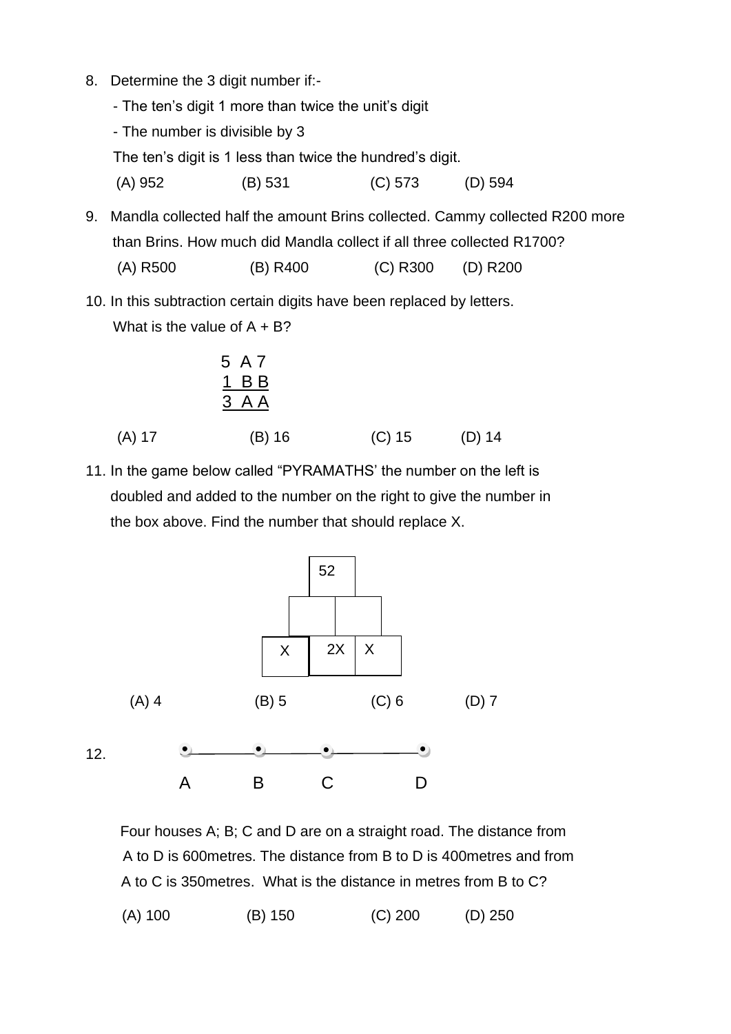8. Determine the 3 digit number if:-

   - The ten's digit 1 more than twice the unit's digit
   - The number is divisible by 3

   The ten's digit is 1 less than twice the hundred's digit.

   (A) 952 (B) 531 (C) 573 (D) 594

9. Mandla collected half the amount Brins collected. Cammy collected R200 more than Brins. How much did Mandla collect if all three collected R1700?

   (A) R500 (B) R400 (C) R300 (D) R200

10. In this subtraction certain digits have been replaced by letters. What is the value of A + B?

```
  5 A 7
  1 B B
  -----
  3 A A
```

   (A) 17 (B) 16 (C) 15 (D) 14

11. In the game below called "PYRAMATHS' the number on the left is doubled and added to the number on the right to give the number in the box above. Find the number that should replace X.

| | 52 | |
|---|---|---|
| | | |
| X | 2X | X |

   (A) 4 (B) 5 (C) 6 (D) 7

12. A —— B —— C —— D

   Four houses A; B; C and D are on a straight road. The distance from A to D is 600metres. The distance from B to D is 400metres and from A to C is 350metres. What is the distance in metres from B to C?

   (A) 100 (B) 150 (C) 200 (D) 250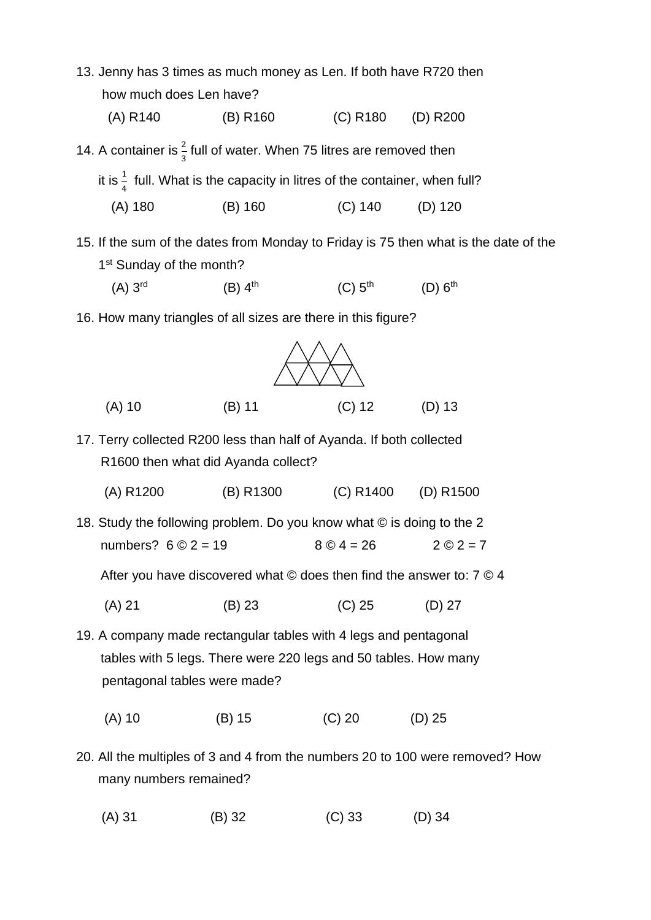13. Jenny has 3 times as much money as Len. If both have R720 then how much does Len have?

    (A) R140 (B) R160 (C) R180 (D) R200

14. A container is $\frac{2}{3}$ full of water. When 75 litres are removed then it is $\frac{1}{4}$ full. What is the capacity in litres of the container, when full?

    (A) 180 (B) 160 (C) 140 (D) 120

15. If the sum of the dates from Monday to Friday is 75 then what is the date of the 1st Sunday of the month?

    (A) 3rd (B) 4th (C) 5th (D) 6th

16. How many triangles of all sizes are there in this figure?

    (A) 10 (B) 11 (C) 12 (D) 13

17. Terry collected R200 less than half of Ayanda. If both collected R1600 then what did Ayanda collect?

    (A) R1200 (B) R1300 (C) R1400 (D) R1500

18. Study the following problem. Do you know what © is doing to the 2 numbers? 6 © 2 = 19   8 © 4 = 26   2 © 2 = 7

    After you have discovered what © does then find the answer to: 7 © 4

    (A) 21 (B) 23 (C) 25 (D) 27

19. A company made rectangular tables with 4 legs and pentagonal tables with 5 legs. There were 220 legs and 50 tables. How many pentagonal tables were made?

    (A) 10 (B) 15 (C) 20 (D) 25

20. All the multiples of 3 and 4 from the numbers 20 to 100 were removed? How many numbers remained?

    (A) 31 (B) 32 (C) 33 (D) 34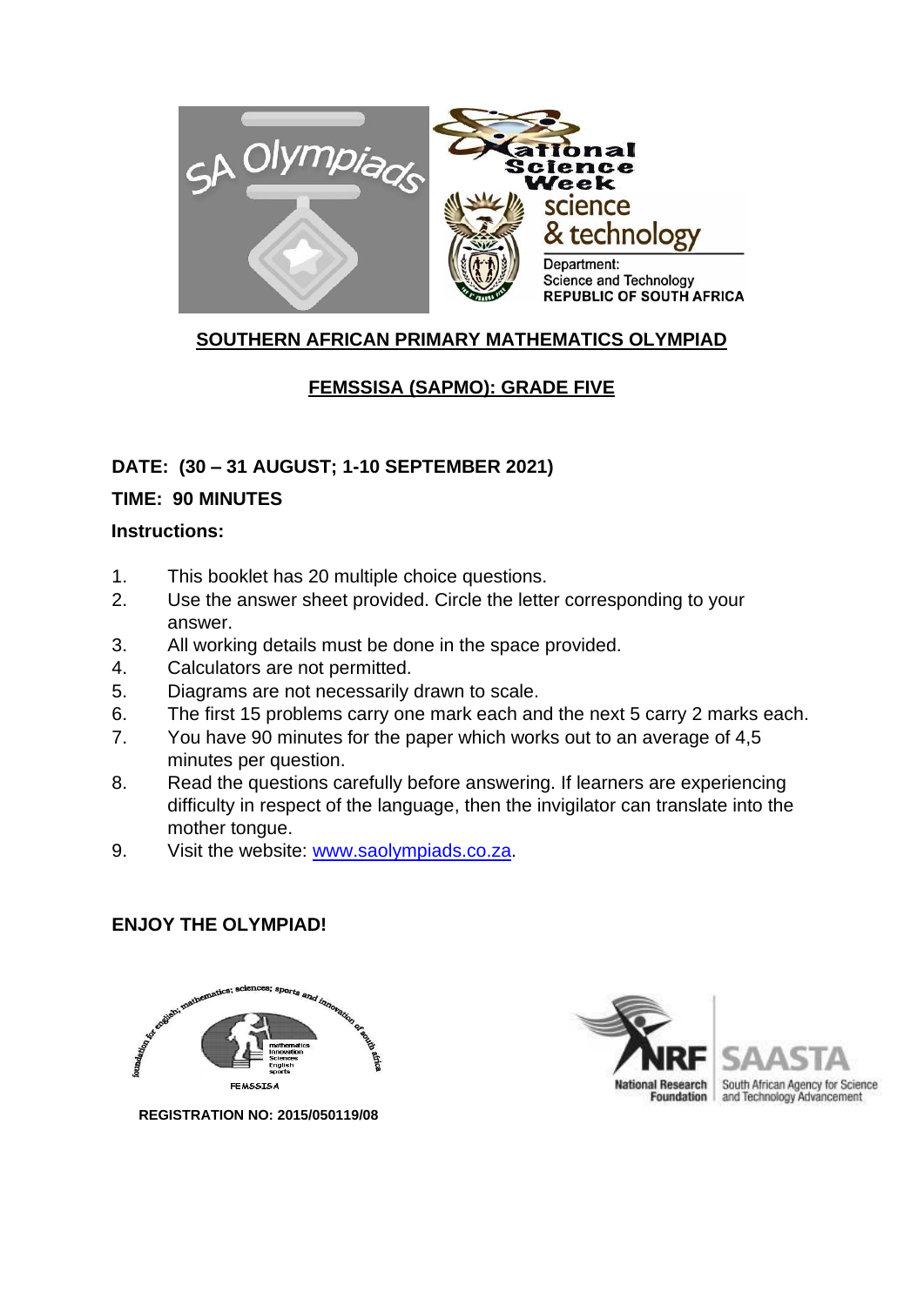## SOUTHERN AFRICAN PRIMARY MATHEMATICS OLYMPIAD

## FEMSSISA (SAPMO): GRADE FIVE

**DATE: (30 – 31 AUGUST; 1-10 SEPTEMBER 2021)**

**TIME: 90 MINUTES**

**Instructions:**

1. This booklet has 20 multiple choice questions.
2. Use the answer sheet provided. Circle the letter corresponding to your answer.
3. All working details must be done in the space provided.
4. Calculators are not permitted.
5. Diagrams are not necessarily drawn to scale.
6. The first 15 problems carry one mark each and the next 5 carry 2 marks each.
7. You have 90 minutes for the paper which works out to an average of 4,5 minutes per question.
8. Read the questions carefully before answering. If learners are experiencing difficulty in respect of the language, then the invigilator can translate into the mother tongue.
9. Visit the website: www.saolympiads.co.za.

**ENJOY THE OLYMPIAD!**

**REGISTRATION NO: 2015/050119/08**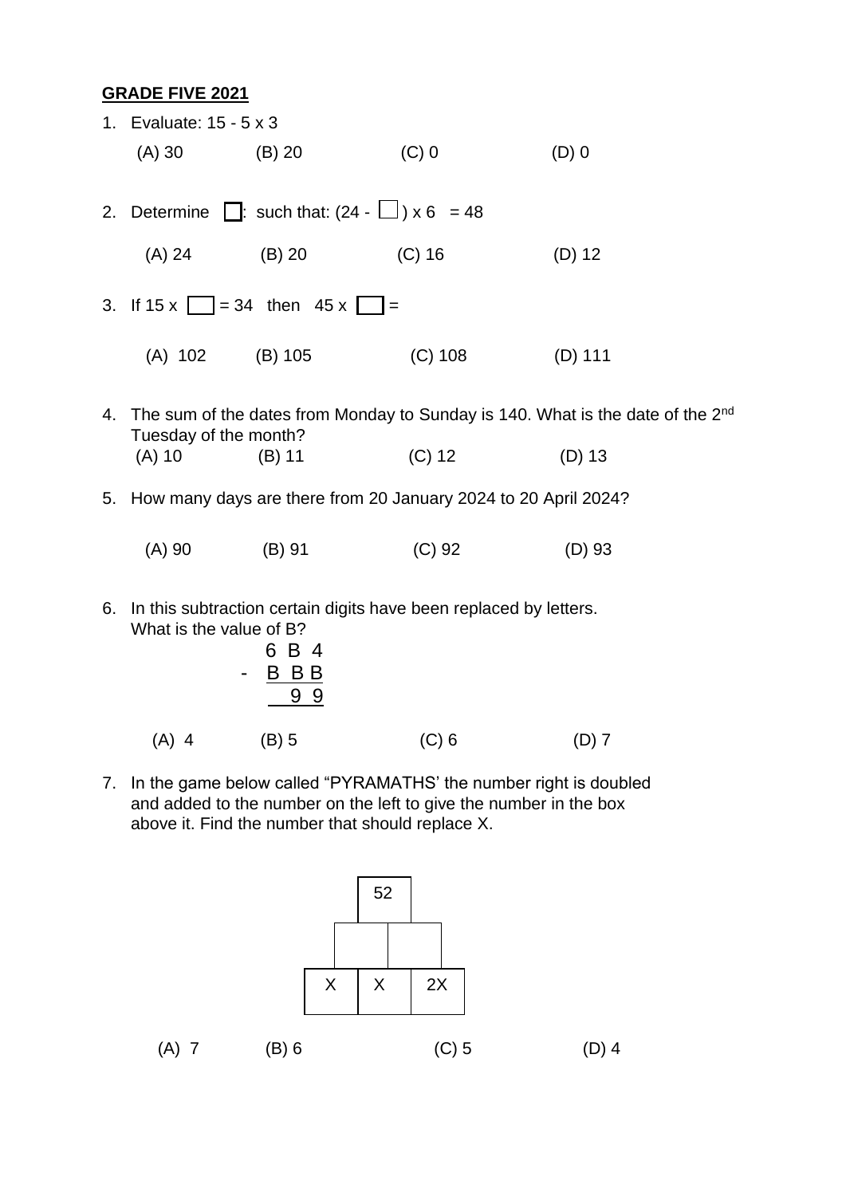**GRADE FIVE 2021**

1. Evaluate: $15 - 5 \times 3$

   (A) 30 (B) 20 (C) 0 (D) 0

2. Determine ☐: such that: $(24 - ☐) \times 6 = 48$

   (A) 24 (B) 20 (C) 16 (D) 12

3. If $15 \times ☐ = 34$ then $45 \times ☐ =$

   (A) 102 (B) 105 (C) 108 (D) 111

4. The sum of the dates from Monday to Sunday is 140. What is the date of the 2nd Tuesday of the month?

   (A) 10 (B) 11 (C) 12 (D) 13

5. How many days are there from 20 January 2024 to 20 April 2024?

   (A) 90 (B) 91 (C) 92 (D) 93

6. In this subtraction certain digits have been replaced by letters. What is the value of B?

```
    6 B 4
 -  B B B
      9 9
```

   (A) 4 (B) 5 (C) 6 (D) 7

7. In the game below called "PYRAMATHS' the number right is doubled and added to the number on the left to give the number in the box above it. Find the number that should replace X.

|   | 52 |    |
|---|---|---|
|   |   |   |
| X | X | 2X |

   (A) 7 (B) 6 (C) 5 (D) 4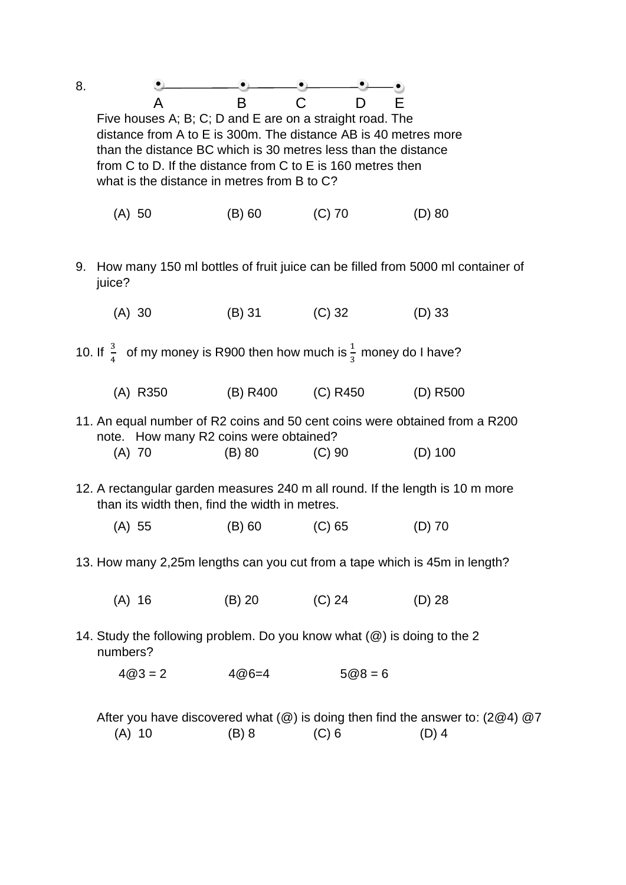8. A B C D E

Five houses A; B; C; D and E are on a straight road. The distance from A to E is 300m. The distance AB is 40 metres more than the distance BC which is 30 metres less than the distance from C to D. If the distance from C to E is 160 metres then what is the distance in metres from B to C?

(A) 50 (B) 60 (C) 70 (D) 80

9. How many 150 ml bottles of fruit juice can be filled from 5000 ml container of juice?

(A) 30 (B) 31 (C) 32 (D) 33

10. If $\frac{3}{4}$ of my money is R900 then how much is $\frac{1}{3}$ money do I have?

(A) R350 (B) R400 (C) R450 (D) R500

11. An equal number of R2 coins and 50 cent coins were obtained from a R200 note. How many R2 coins were obtained?

(A) 70 (B) 80 (C) 90 (D) 100

12. A rectangular garden measures 240 m all round. If the length is 10 m more than its width then, find the width in metres.

(A) 55 (B) 60 (C) 65 (D) 70

13. How many 2,25m lengths can you cut from a tape which is 45m in length?

(A) 16 (B) 20 (C) 24 (D) 28

14. Study the following problem. Do you know what (@) is doing to the 2 numbers?

4@3 = 2 4@6=4 5@8 = 6

After you have discovered what (@) is doing then find the answer to: (2@4) @7

(A) 10 (B) 8 (C) 6 (D) 4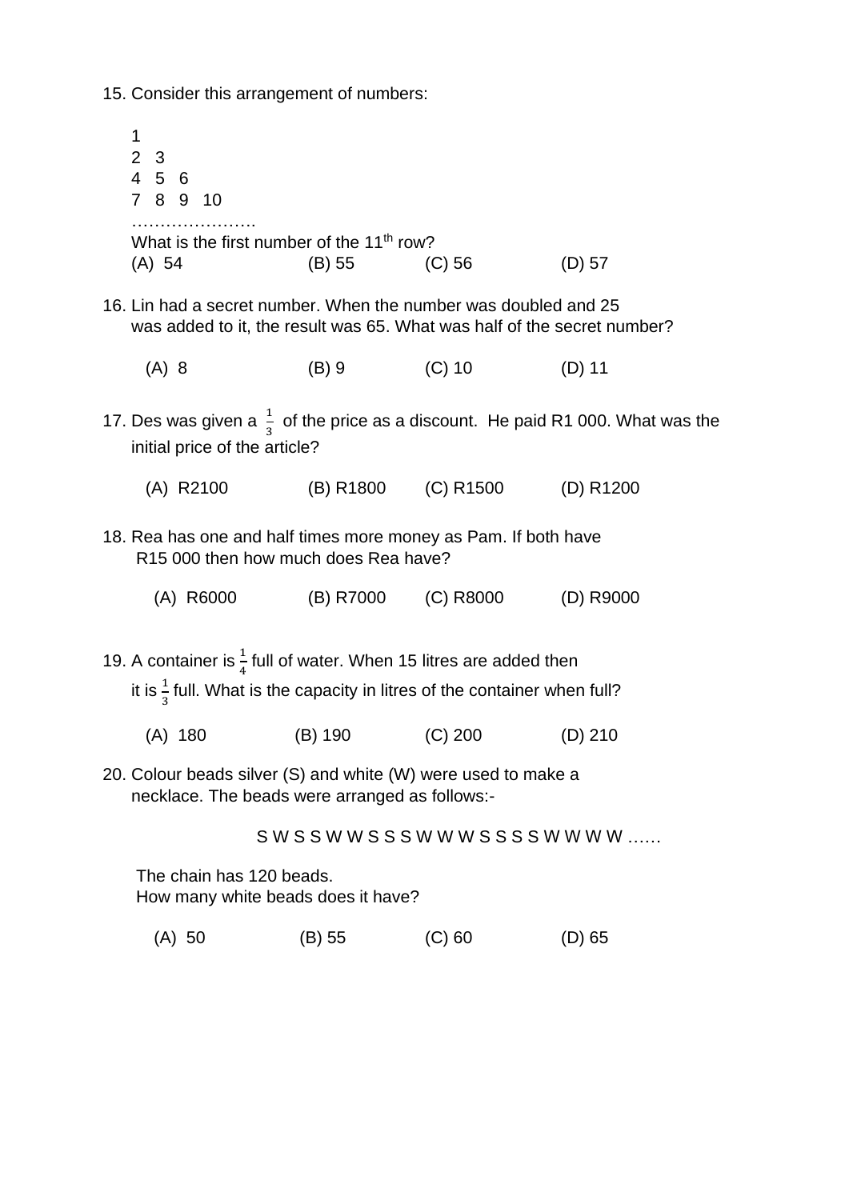15. Consider this arrangement of numbers:

    1
    2 3
    4 5 6
    7 8 9 10
    ………………….
    What is the first number of the 11$^{th}$ row?
    (A) 54 (B) 55 (C) 56 (D) 57

16. Lin had a secret number. When the number was doubled and 25 was added to it, the result was 65. What was half of the secret number?

    (A) 8 (B) 9 (C) 10 (D) 11

17. Des was given a $\frac{1}{3}$ of the price as a discount. He paid R1 000. What was the initial price of the article?

    (A) R2100 (B) R1800 (C) R1500 (D) R1200

18. Rea has one and half times more money as Pam. If both have R15 000 then how much does Rea have?

    (A) R6000 (B) R7000 (C) R8000 (D) R9000

19. A container is $\frac{1}{4}$ full of water. When 15 litres are added then it is $\frac{1}{3}$ full. What is the capacity in litres of the container when full?

    (A) 180 (B) 190 (C) 200 (D) 210

20. Colour beads silver (S) and white (W) were used to make a necklace. The beads were arranged as follows:-

    S W S S W W S S S W W W S S S S W W W W ……

    The chain has 120 beads.
    How many white beads does it have?

    (A) 50 (B) 55 (C) 60 (D) 65